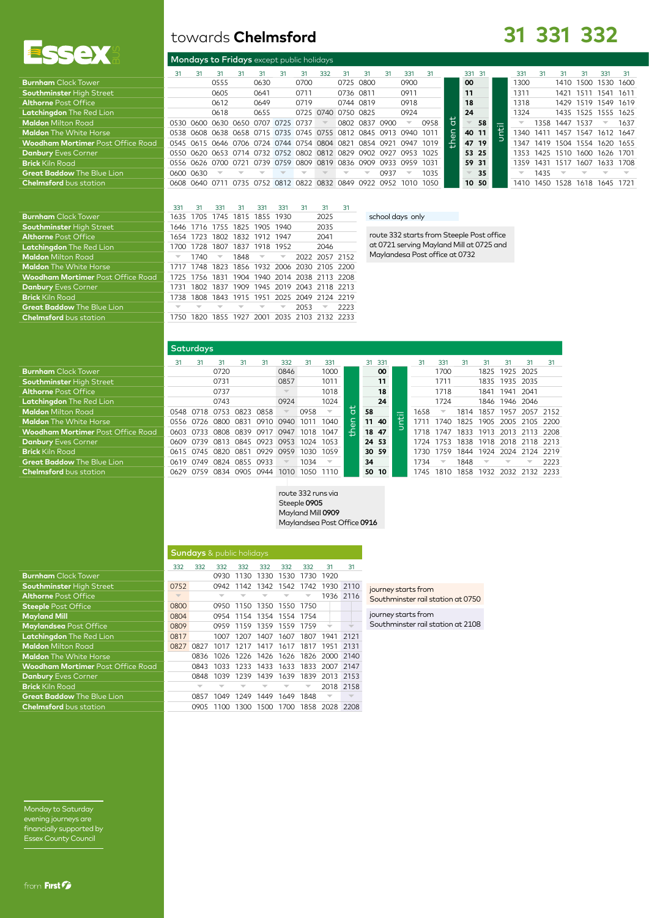# towards **Chelmsford**

## 31 331 332

Essex Bus

### Mondays to Fridays except public holidays

| | 31 | 31 | 31 | 31 | 31 | 31 | 31 | 332 | 31 | 31 | 31 | 331 | 31 | | 331 | 31 | | 331 | 31 | 31 | 31 | 331 | 31 |
|---|---|---|---|---|---|---|---|---|---|---|---|---|---|---|---|---|---|---|---|---|---|---|---|
| **Burnham** Clock Tower | | | 0555 | | 0630 | | 0700 | | 0725 | 0800 | | 0900 | | then at | 00 | | until | 1300 | | 1410 | 1500 | 1530 | 1600 |
| **Southminster** High Street | | | 0605 | | 0641 | | 0711 | | 0736 | 0811 | | 0911 | | | 11 | | | 1311 | | 1421 | 1511 | 1541 | 1611 |
| **Althorne** Post Office | | | 0612 | | 0649 | | 0719 | | 0744 | 0819 | | 0918 | | | 18 | | | 1318 | | 1429 | 1519 | 1549 | 1619 |
| **Latchingdon** The Red Lion | | | 0618 | | 0655 | | 0725 | 0740 | 0750 | 0825 | | 0924 | | | 24 | | | 1324 | | 1435 | 1525 | 1555 | 1625 |
| **Maldon** Milton Road | 0530 | 0600 | 0630 | 0650 | 0707 | 0725 | 0737 | ▼ | 0802 | 0837 | 0900 | ▼ | 0958 | | ▼ | 58 | | ▼ | 1358 | 1447 | 1537 | ▼ | 1637 |
| **Maldon** The White Horse | 0538 | 0608 | 0638 | 0658 | 0715 | 0735 | 0745 | 0755 | 0812 | 0845 | 0913 | 0940 | 1011 | | 40 | 11 | | 1340 | 1411 | 1457 | 1547 | 1612 | 1647 |
| **Woodham Mortimer** Post Office Road | 0545 | 0615 | 0646 | 0706 | 0724 | 0744 | 0754 | 0804 | 0821 | 0854 | 0921 | 0947 | 1019 | | 47 | 19 | | 1347 | 1419 | 1504 | 1554 | 1620 | 1655 |
| **Danbury** Eves Corner | 0550 | 0620 | 0653 | 0714 | 0732 | 0752 | 0802 | 0812 | 0829 | 0902 | 0927 | 0953 | 1025 | | 53 | 25 | | 1353 | 1425 | 1510 | 1600 | 1626 | 1701 |
| **Brick** Kiln Road | 0556 | 0626 | 0700 | 0721 | 0739 | 0759 | 0809 | 0819 | 0836 | 0909 | 0933 | 0959 | 1031 | | 59 | 31 | | 1359 | 1431 | 1517 | 1607 | 1633 | 1708 |
| **Great Baddow** The Blue Lion | 0600 | 0630 | ▼ | ▼ | ▼ | ▼ | ▼ | ▼ | ▼ | ▼ | 0937 | ▼ | 1035 | | ▼ | 35 | | ▼ | 1435 | ▼ | ▼ | ▼ | ▼ |
| **Chelmsford** bus station | 0608 | 0640 | 0711 | 0735 | 0752 | 0812 | 0822 | 0832 | 0849 | 0922 | 0952 | 1010 | 1050 | | 10 | 50 | | 1410 | 1450 | 1528 | 1618 | 1645 | 1721 |

| | 331 | 31 | 331 | 31 | 331 | 331 | 31 | 31 | 31 |
|---|---|---|---|---|---|---|---|---|---|
| **Burnham** Clock Tower | 1635 | 1705 | 1745 | 1815 | 1855 | 1930 | | 2025 | |
| **Southminster** High Street | 1646 | 1716 | 1755 | 1825 | 1905 | 1940 | | 2035 | |
| **Althorne** Post Office | 1654 | 1723 | 1802 | 1832 | 1912 | 1947 | | 2041 | |
| **Latchingdon** The Red Lion | 1700 | 1728 | 1807 | 1837 | 1918 | 1952 | | 2046 | |
| **Maldon** Milton Road | ▼ | 1740 | ▼ | 1848 | ▼ | ▼ | 2022 | 2057 | 2152 |
| **Maldon** The White Horse | 1717 | 1748 | 1823 | 1856 | 1932 | 2006 | 2030 | 2105 | 2200 |
| **Woodham Mortimer** Post Office Road | 1725 | 1756 | 1831 | 1904 | 1940 | 2014 | 2038 | 2113 | 2208 |
| **Danbury** Eves Corner | 1731 | 1802 | 1837 | 1909 | 1945 | 2019 | 2043 | 2118 | 2213 |
| **Brick** Kiln Road | 1738 | 1808 | 1843 | 1915 | 1951 | 2025 | 2049 | 2124 | 2219 |
| **Great Baddow** The Blue Lion | ▼ | ▼ | ▼ | ▼ | ▼ | ▼ | 2053 | ▼ | 2223 |
| **Chelmsford** bus station | 1750 | 1820 | 1855 | 1927 | 2001 | 2035 | 2103 | 2132 | 2233 |

school days only

route 332 starts from Steeple Post office at 0721 serving Mayland Mill at 0725 and Maylandesa Post office at 0732

### Saturdays

| | 31 | 31 | 31 | 31 | 31 | 332 | 31 | 331 | | 31 | 331 | | 31 | 331 | 31 | 31 | 31 | 31 | 31 |
|---|---|---|---|---|---|---|---|---|---|---|---|---|---|---|---|---|---|---|---|
| **Burnham** Clock Tower | | | 0720 | | | 0846 | | 1000 | then at | | 00 | until | | 1700 | | 1825 | 1925 | 2025 | |
| **Southminster** High Street | | | 0731 | | | 0857 | | 1011 | | | 11 | | | 1711 | | 1835 | 1935 | 2035 | |
| **Althorne** Post Office | | | 0737 | | | ▼ | | 1018 | | | 18 | | | 1718 | | 1841 | 1941 | 2041 | |
| **Latchingdon** The Red Lion | | | 0743 | | | 0924 | | 1024 | | | 24 | | | 1724 | | 1846 | 1946 | 2046 | |
| **Maldon** Milton Road | 0548 | 0718 | 0753 | 0823 | 0858 | ▼ | 0958 | ▼ | | 58 | ▼ | | 1658 | ▼ | 1814 | 1857 | 1957 | 2057 | 2152 |
| **Maldon** The White Horse | 0556 | 0726 | 0800 | 0831 | 0910 | 0940 | 1011 | 1040 | | 11 | 40 | | 1711 | 1740 | 1825 | 1905 | 2005 | 2105 | 2200 |
| **Woodham Mortimer** Post Office Road | 0603 | 0733 | 0808 | 0839 | 0917 | 0947 | 1018 | 1047 | | 18 | 47 | | 1718 | 1747 | 1833 | 1913 | 2013 | 2113 | 2208 |
| **Danbury** Eves Corner | 0609 | 0739 | 0813 | 0845 | 0923 | 0953 | 1024 | 1053 | | 24 | 53 | | 1724 | 1753 | 1838 | 1918 | 2018 | 2118 | 2213 |
| **Brick** Kiln Road | 0615 | 0745 | 0820 | 0851 | 0929 | 0959 | 1030 | 1059 | | 30 | 59 | | 1730 | 1759 | 1844 | 1924 | 2024 | 2124 | 2219 |
| **Great Baddow** The Blue Lion | 0619 | 0749 | 0824 | 0855 | 0933 | ▼ | 1034 | ▼ | | 34 | | | 1734 | ▼ | 1848 | ▼ | ▼ | ▼ | 2223 |
| **Chelmsford** bus station | 0629 | 0759 | 0834 | 0905 | 0944 | 1010 | 1050 | 1110 | | 50 | 10 | | 1745 | 1810 | 1858 | 1932 | 2032 | 2132 | 2233 |

route 332 runs via
Steeple **0905**
Mayland Mill **0909**
Maylandsea Post Office **0916**

### Sundays & public holidays

| | 332 | 332 | 332 | 332 | 332 | 332 | 332 | 31 | 31 |
|---|---|---|---|---|---|---|---|---|---|
| **Burnham** Clock Tower | | | 0930 | 1130 | 1330 | 1530 | 1730 | 1920 | |
| **Southminster** High Street | 0752 | | 0942 | 1142 | 1342 | 1542 | 1742 | 1930 | 2110 |
| **Althorne** Post Office | ▼ | | ▼ | ▼ | ▼ | ▼ | ▼ | 1936 | 2116 |
| **Steeple** Post Office | 0800 | | 0950 | 1150 | 1350 | 1550 | 1750 | | |
| **Mayland** Mill | 0804 | | 0954 | 1154 | 1354 | 1554 | 1754 | | |
| **Maylandsea** Post Office | 0809 | | 0959 | 1159 | 1359 | 1559 | 1759 | ▼ | ▼ |
| **Latchingdon** The Red Lion | 0817 | | 1007 | 1207 | 1407 | 1607 | 1807 | 1941 | 2121 |
| **Maldon** Milton Road | 0827 | 0827 | 1017 | 1217 | 1417 | 1617 | 1817 | 1951 | 2131 |
| **Maldon** The White Horse | | 0836 | 1026 | 1226 | 1426 | 1626 | 1826 | 2000 | 2140 |
| **Woodham Mortimer** Post Office Road | | 0843 | 1033 | 1233 | 1433 | 1633 | 1833 | 2007 | 2147 |
| **Danbury** Eves Corner | | 0848 | 1039 | 1239 | 1439 | 1639 | 1839 | 2013 | 2153 |
| **Brick** Kiln Road | | ▼ | ▼ | ▼ | ▼ | ▼ | ▼ | 2018 | 2158 |
| **Great Baddow** The Blue Lion | | 0857 | 1049 | 1249 | 1449 | 1649 | 1848 | ▼ | ▼ |
| **Chelmsford** bus station | | 0905 | 1100 | 1300 | 1500 | 1700 | 1858 | 2028 | 2208 |

journey starts from Southminster rail station at 0750

journey starts from Southminster rail station at 2108

Monday to Saturday evening journeys are financially supported by Essex County Council

from First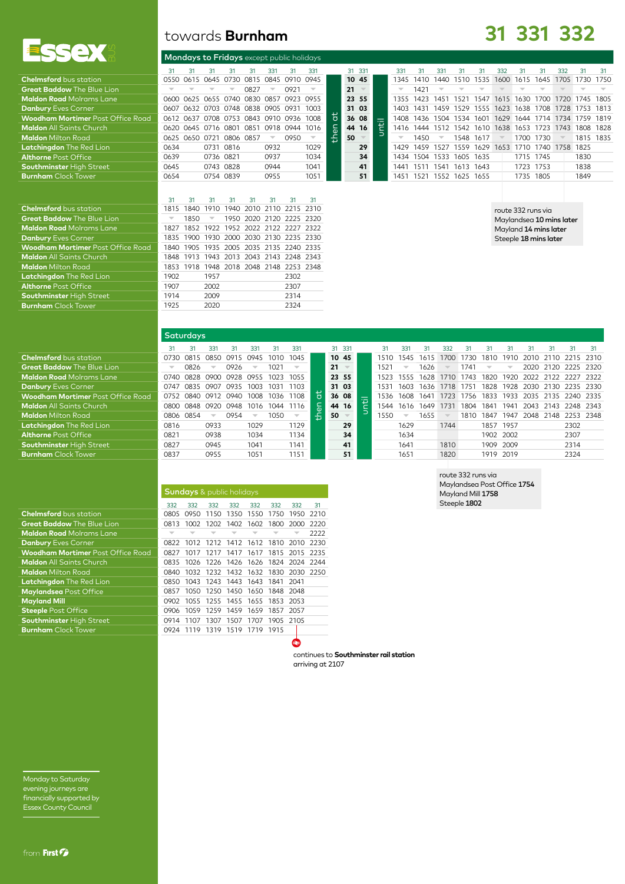Essex BUS

# towards Burnham

## 31 331 332

### Mondays to Fridays except public holidays

| | 31 | 31 | 31 | 31 | 31 | 331 | 31 | 331 | | 31 | 331 | | 331 | 31 | 331 | 31 | 31 | 332 | 31 | 31 | 332 | 31 | 31 |
|---|---|---|---|---|---|---|---|---|---|---|---|---|---|---|---|---|---|---|---|---|---|---|---|
| **Chelmsford** bus station | 0550 | 0615 | 0645 | 0730 | 0815 | 0845 | 0910 | 0945 | then at | 10 | 45 | until | 1345 | 1410 | 1440 | 1510 | 1535 | 1600 | 1615 | 1645 | 1705 | 1730 | 1750 |
| **Great Baddow** The Blue Lion | ▼ | ▼ | ▼ | ▼ | 0827 | ▼ | 0921 | ▼ | | 21 | ▼ | | ▼ | 1421 | ▼ | ▼ | ▼ | ▼ | ▼ | ▼ | ▼ | ▼ | ▼ |
| **Maldon Road** Molrams Lane | 0600 | 0625 | 0655 | 0740 | 0830 | 0857 | 0923 | 0955 | | 23 | 55 | | 1355 | 1423 | 1451 | 1521 | 1547 | 1615 | 1630 | 1700 | 1720 | 1745 | 1805 |
| **Danbury** Eves Corner | 0607 | 0632 | 0703 | 0748 | 0838 | 0905 | 0931 | 1003 | | 31 | 03 | | 1403 | 1431 | 1459 | 1529 | 1555 | 1623 | 1638 | 1708 | 1728 | 1753 | 1813 |
| **Woodham Mortimer** Post Office Road | 0612 | 0637 | 0708 | 0753 | 0843 | 0910 | 0936 | 1008 | | 36 | 08 | | 1408 | 1436 | 1504 | 1534 | 1601 | 1629 | 1644 | 1714 | 1734 | 1759 | 1819 |
| **Maldon** All Saints Church | 0620 | 0645 | 0716 | 0801 | 0851 | 0918 | 0944 | 1016 | | 44 | 16 | | 1416 | 1444 | 1512 | 1542 | 1610 | 1638 | 1653 | 1723 | 1743 | 1808 | 1828 |
| **Maldon** Milton Road | 0625 | 0650 | 0721 | 0806 | 0857 | ▼ | 0950 | ▼ | | 50 | ▼ | | ▼ | 1450 | ▼ | 1548 | 1617 | ▼ | 1700 | 1730 | ▼ | 1815 | 1835 |
| **Latchingdon** The Red Lion | 0634 | | 0731 | 0816 | | 0932 | | 1029 | | | 29 | | 1429 | 1459 | 1527 | 1559 | 1629 | 1653 | 1710 | 1740 | 1758 | 1825 | |
| **Althorne** Post Office | 0639 | | 0736 | 0821 | | 0937 | | 1034 | | | 34 | | 1434 | 1504 | 1533 | 1605 | 1635 | | 1715 | 1745 | | 1830 | |
| **Southminster** High Street | 0645 | | 0743 | 0828 | | 0944 | | 1041 | | | 41 | | 1441 | 1511 | 1541 | 1613 | 1643 | | 1723 | 1753 | | 1838 | |
| **Burnham** Clock Tower | 0654 | | 0754 | 0839 | | 0955 | | 1051 | | | 51 | | 1451 | 1521 | 1552 | 1625 | 1655 | | 1735 | 1805 | | 1849 | |

| | 31 | 31 | 31 | 31 | 31 | 31 | 31 | 31 |
|---|---|---|---|---|---|---|---|---|
| **Chelmsford** bus station | 1815 | 1840 | 1910 | 1940 | 2010 | 2110 | 2215 | 2310 |
| **Great Baddow** The Blue Lion | ▼ | 1850 | ▼ | 1950 | 2020 | 2120 | 2225 | 2320 |
| **Maldon Road** Molrams Lane | 1827 | 1852 | 1922 | 1952 | 2022 | 2122 | 2227 | 2322 |
| **Danbury** Eves Corner | 1835 | 1900 | 1930 | 2000 | 2030 | 2130 | 2235 | 2330 |
| **Woodham Mortimer** Post Office Road | 1840 | 1905 | 1935 | 2005 | 2035 | 2135 | 2240 | 2335 |
| **Maldon** All Saints Church | 1848 | 1913 | 1943 | 2013 | 2043 | 2143 | 2248 | 2343 |
| **Maldon** Milton Road | 1853 | 1918 | 1948 | 2018 | 2048 | 2148 | 2253 | 2348 |
| **Latchingdon** The Red Lion | 1902 | | 1957 | | | | 2302 | |
| **Althorne** Post Office | 1907 | | 2002 | | | | 2307 | |
| **Southminster** High Street | 1914 | | 2009 | | | | 2314 | |
| **Burnham** Clock Tower | 1925 | | 2020 | | | | 2324 | |

route 332 runs via
Maylandsea **10 mins later**
Mayland **14 mins later**
Steeple **18 mins later**

### Saturdays

| | 31 | 31 | 331 | 31 | 331 | 31 | 331 | | 31 | 331 | | 31 | 331 | 31 | 332 | 31 | 31 | 31 | 31 | 31 | 31 | 31 |
|---|---|---|---|---|---|---|---|---|---|---|---|---|---|---|---|---|---|---|---|---|---|---|
| **Chelmsford** bus station | 0730 | 0815 | 0850 | 0915 | 0945 | 1010 | 1045 | then at | 10 | 45 | until | 1510 | 1545 | 1615 | 1700 | 1730 | 1810 | 1910 | 2010 | 2110 | 2215 | 2310 |
| **Great Baddow** The Blue Lion | ▼ | 0826 | ▼ | 0926 | ▼ | 1021 | ▼ | | 21 | ▼ | | 1521 | ▼ | 1626 | ▼ | 1741 | ▼ | ▼ | 2020 | 2120 | 2225 | 2320 |
| **Maldon Road** Molrams Lane | 0740 | 0828 | 0900 | 0928 | 0955 | 1023 | 1055 | | 23 | 55 | | 1523 | 1555 | 1628 | 1710 | 1743 | 1820 | 1920 | 2022 | 2122 | 2227 | 2322 |
| **Danbury** Eves Corner | 0747 | 0835 | 0907 | 0935 | 1003 | 1031 | 1103 | | 31 | 03 | | 1531 | 1603 | 1636 | 1718 | 1751 | 1828 | 1928 | 2030 | 2130 | 2235 | 2330 |
| **Woodham Mortimer** Post Office Road | 0752 | 0840 | 0912 | 0940 | 1008 | 1036 | 1108 | | 36 | 08 | | 1536 | 1608 | 1641 | 1723 | 1756 | 1833 | 1933 | 2035 | 2135 | 2240 | 2335 |
| **Maldon** All Saints Church | 0800 | 0848 | 0920 | 0948 | 1016 | 1044 | 1116 | | 44 | 16 | | 1544 | 1616 | 1649 | 1731 | 1804 | 1841 | 1941 | 2043 | 2143 | 2248 | 2343 |
| **Maldon** Milton Road | 0806 | 0854 | ▼ | 0954 | ▼ | 1050 | ▼ | | 50 | ▼ | | 1550 | ▼ | 1655 | ▼ | 1810 | 1847 | 1947 | 2048 | 2148 | 2253 | 2348 |
| **Latchingdon** The Red Lion | 0816 | | 0933 | | 1029 | | 1129 | | | 29 | | | 1629 | | 1744 | | 1857 | 1957 | | | 2302 | |
| **Althorne** Post Office | 0821 | | 0938 | | 1034 | | 1134 | | | 34 | | | 1634 | | | | 1902 | 2002 | | | 2307 | |
| **Southminster** High Street | 0827 | | 0945 | | 1041 | | 1141 | | | 41 | | | 1641 | | 1810 | | 1909 | 2009 | | | 2314 | |
| **Burnham** Clock Tower | 0837 | | 0955 | | 1051 | | 1151 | | | 51 | | | 1651 | | 1820 | | 1919 | 2019 | | | 2324 | |

route 332 runs via
Maylandsea Post Office **1754**
Mayland Mill **1758**
Steeple **1802**

### Sundays & public holidays

| | 332 | 332 | 332 | 332 | 332 | 332 | 332 | 31 |
|---|---|---|---|---|---|---|---|---|
| **Chelmsford** bus station | 0805 | 0950 | 1150 | 1350 | 1550 | 1750 | 1950 | 2210 |
| **Great Baddow** The Blue Lion | 0813 | 1002 | 1202 | 1402 | 1602 | 1800 | 2000 | 2220 |
| **Maldon Road** Molrams Lane | ▼ | ▼ | ▼ | ▼ | ▼ | ▼ | ▼ | 2222 |
| **Danbury** Eves Corner | 0822 | 1012 | 1212 | 1412 | 1612 | 1810 | 2010 | 2230 |
| **Woodham Mortimer** Post Office Road | 0827 | 1017 | 1217 | 1417 | 1617 | 1815 | 2015 | 2235 |
| **Maldon** All Saints Church | 0835 | 1026 | 1226 | 1426 | 1626 | 1824 | 2024 | 2244 |
| **Maldon** Milton Road | 0840 | 1032 | 1232 | 1432 | 1632 | 1830 | 2030 | 2250 |
| **Latchingdon** The Red Lion | 0850 | 1043 | 1243 | 1443 | 1643 | 1841 | 2041 | |
| **Maylandsea** Post Office | 0857 | 1050 | 1250 | 1450 | 1650 | 1848 | 2048 | |
| **Mayland Mill** | 0902 | 1055 | 1255 | 1455 | 1655 | 1853 | 2053 | |
| **Steeple** Post Office | 0906 | 1059 | 1259 | 1459 | 1659 | 1857 | 2057 | |
| **Southminster** High Street | 0914 | 1107 | 1307 | 1507 | 1707 | 1905 | 2105 | |
| **Burnham** Clock Tower | 0924 | 1119 | 1319 | 1519 | 1719 | 1915 | | |

continues to **Southminster rail station** arriving at 2107

Monday to Saturday evening journeys are financially supported by Essex County Council

from First